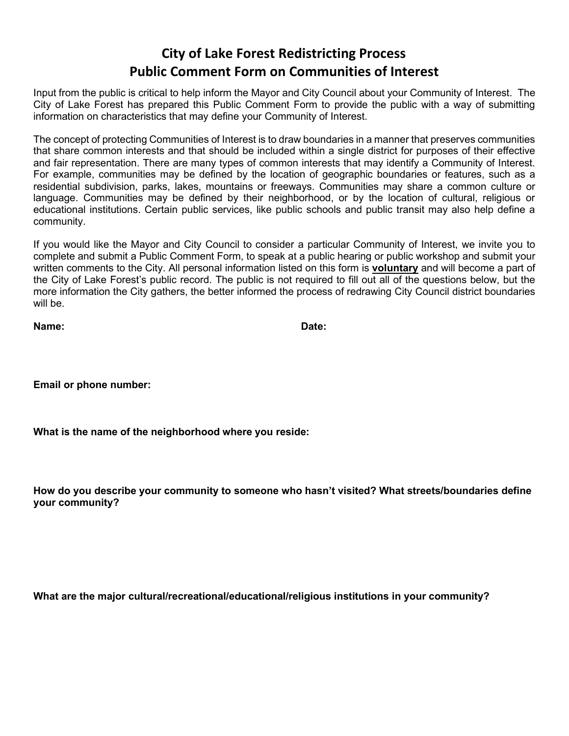# City of Lake Forest Redistricting Process
## Public Comment Form on Communities of Interest

Input from the public is critical to help inform the Mayor and City Council about your Community of Interest. The City of Lake Forest has prepared this Public Comment Form to provide the public with a way of submitting information on characteristics that may define your Community of Interest.

The concept of protecting Communities of Interest is to draw boundaries in a manner that preserves communities that share common interests and that should be included within a single district for purposes of their effective and fair representation. There are many types of common interests that may identify a Community of Interest. For example, communities may be defined by the location of geographic boundaries or features, such as a residential subdivision, parks, lakes, mountains or freeways. Communities may share a common culture or language. Communities may be defined by their neighborhood, or by the location of cultural, religious or educational institutions. Certain public services, like public schools and public transit may also help define a community.

If you would like the Mayor and City Council to consider a particular Community of Interest, we invite you to complete and submit a Public Comment Form, to speak at a public hearing or public workshop and submit your written comments to the City. All personal information listed on this form is **voluntary** and will become a part of the City of Lake Forest's public record. The public is not required to fill out all of the questions below, but the more information the City gathers, the better informed the process of redrawing City Council district boundaries will be.

**Name:** **Date:**

**Email or phone number:**

**What is the name of the neighborhood where you reside:**

**How do you describe your community to someone who hasn't visited? What streets/boundaries define your community?**

**What are the major cultural/recreational/educational/religious institutions in your community?**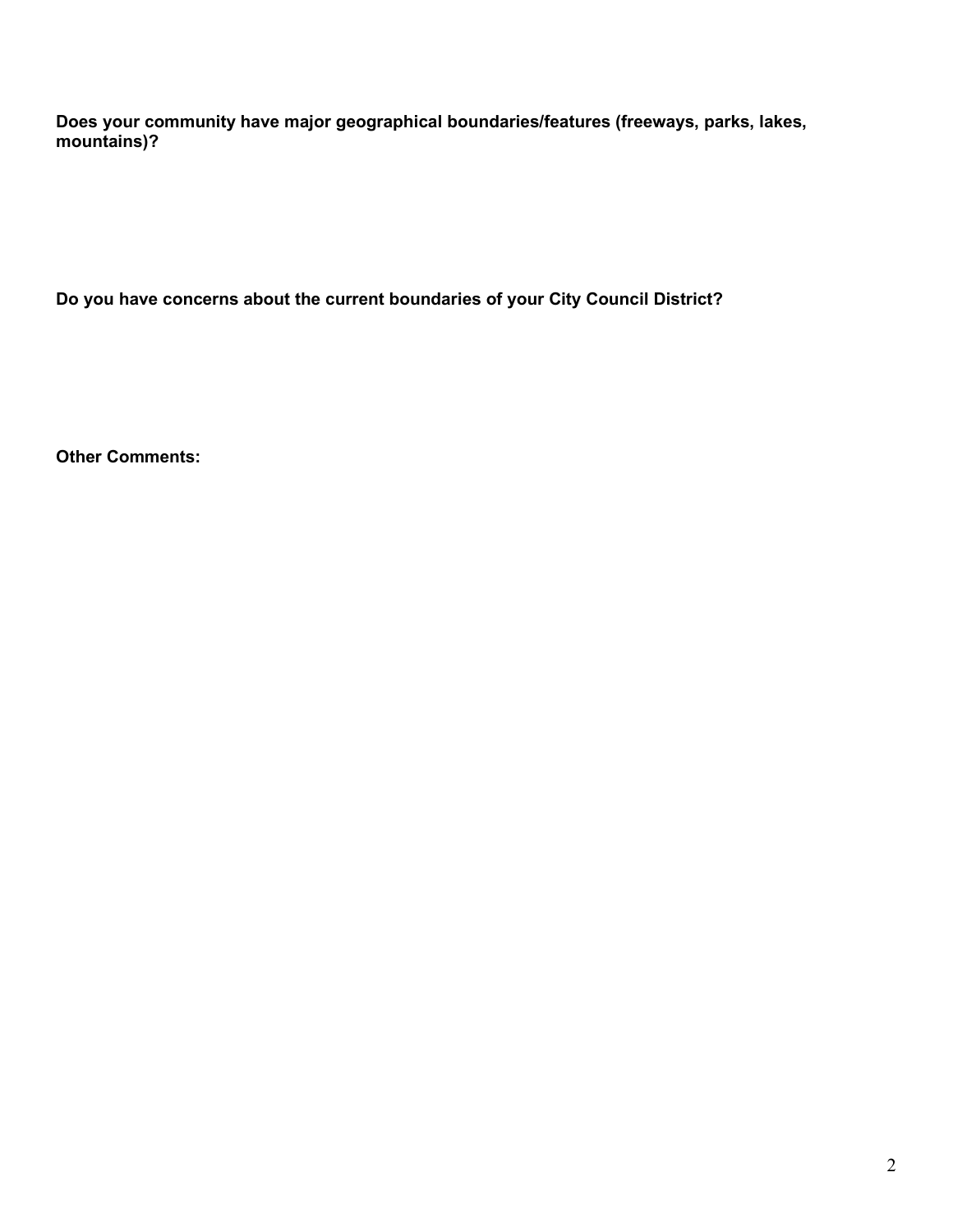**Does your community have major geographical boundaries/features (freeways, parks, lakes, mountains)?**

**Do you have concerns about the current boundaries of your City Council District?**

**Other Comments:**